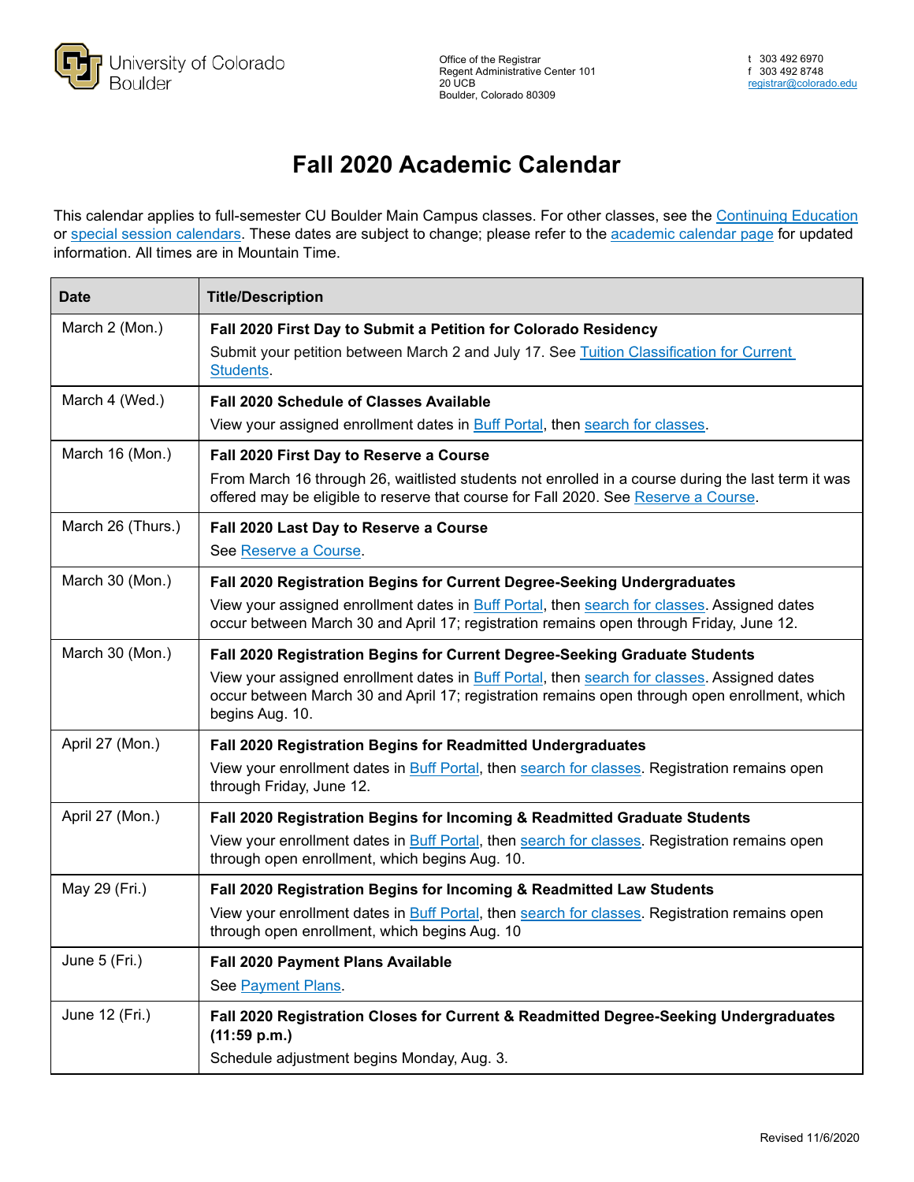University of Colorado Boulder

Office of the Registrar
Regent Administrative Center 101
20 UCB
Boulder, Colorado 80309

t 303 492 6970
f 303 492 8748
registrar@colorado.edu

# Fall 2020 Academic Calendar

This calendar applies to full-semester CU Boulder Main Campus classes. For other classes, see the Continuing Education or special session calendars. These dates are subject to change; please refer to the academic calendar page for updated information. All times are in Mountain Time.

| Date | Title/Description |
|---|---|
| March 2 (Mon.) | **Fall 2020 First Day to Submit a Petition for Colorado Residency**<br>Submit your petition between March 2 and July 17. See Tuition Classification for Current Students. |
| March 4 (Wed.) | **Fall 2020 Schedule of Classes Available**<br>View your assigned enrollment dates in Buff Portal, then search for classes. |
| March 16 (Mon.) | **Fall 2020 First Day to Reserve a Course**<br>From March 16 through 26, waitlisted students not enrolled in a course during the last term it was offered may be eligible to reserve that course for Fall 2020. See Reserve a Course. |
| March 26 (Thurs.) | **Fall 2020 Last Day to Reserve a Course**<br>See Reserve a Course. |
| March 30 (Mon.) | **Fall 2020 Registration Begins for Current Degree-Seeking Undergraduates**<br>View your assigned enrollment dates in Buff Portal, then search for classes. Assigned dates occur between March 30 and April 17; registration remains open through Friday, June 12. |
| March 30 (Mon.) | **Fall 2020 Registration Begins for Current Degree-Seeking Graduate Students**<br>View your assigned enrollment dates in Buff Portal, then search for classes. Assigned dates occur between March 30 and April 17; registration remains open through open enrollment, which begins Aug. 10. |
| April 27 (Mon.) | **Fall 2020 Registration Begins for Readmitted Undergraduates**<br>View your enrollment dates in Buff Portal, then search for classes. Registration remains open through Friday, June 12. |
| April 27 (Mon.) | **Fall 2020 Registration Begins for Incoming & Readmitted Graduate Students**<br>View your enrollment dates in Buff Portal, then search for classes. Registration remains open through open enrollment, which begins Aug. 10. |
| May 29 (Fri.) | **Fall 2020 Registration Begins for Incoming & Readmitted Law Students**<br>View your enrollment dates in Buff Portal, then search for classes. Registration remains open through open enrollment, which begins Aug. 10 |
| June 5 (Fri.) | **Fall 2020 Payment Plans Available**<br>See Payment Plans. |
| June 12 (Fri.) | **Fall 2020 Registration Closes for Current & Readmitted Degree-Seeking Undergraduates (11:59 p.m.)**<br>Schedule adjustment begins Monday, Aug. 3. |

Revised 11/6/2020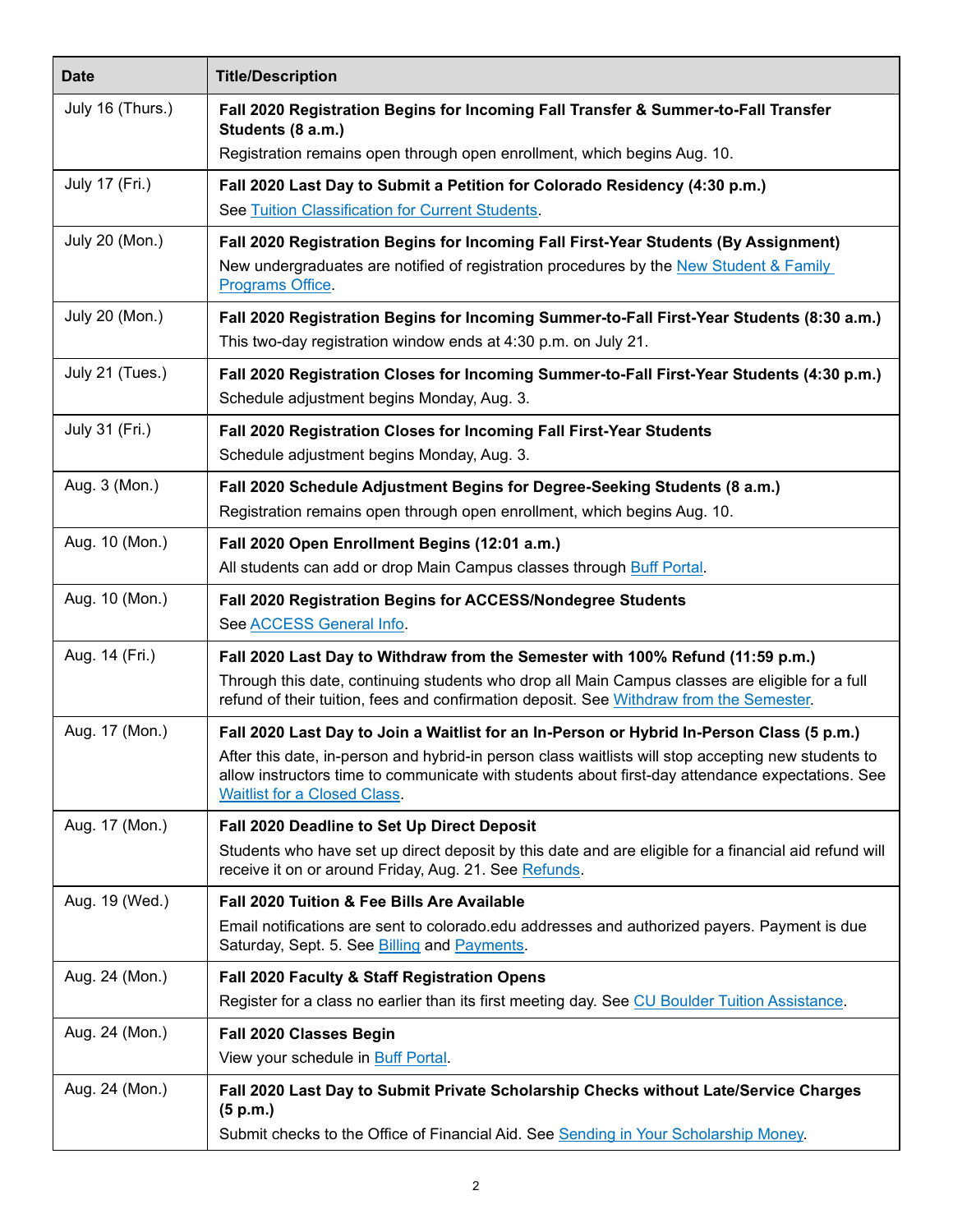| Date | Title/Description |
| --- | --- |
| July 16 (Thurs.) | **Fall 2020 Registration Begins for Incoming Fall Transfer & Summer-to-Fall Transfer Students (8 a.m.)** Registration remains open through open enrollment, which begins Aug. 10. |
| July 17 (Fri.) | **Fall 2020 Last Day to Submit a Petition for Colorado Residency (4:30 p.m.)** See Tuition Classification for Current Students. |
| July 20 (Mon.) | **Fall 2020 Registration Begins for Incoming Fall First-Year Students (By Assignment)** New undergraduates are notified of registration procedures by the New Student & Family Programs Office. |
| July 20 (Mon.) | **Fall 2020 Registration Begins for Incoming Summer-to-Fall First-Year Students (8:30 a.m.)** This two-day registration window ends at 4:30 p.m. on July 21. |
| July 21 (Tues.) | **Fall 2020 Registration Closes for Incoming Summer-to-Fall First-Year Students (4:30 p.m.)** Schedule adjustment begins Monday, Aug. 3. |
| July 31 (Fri.) | **Fall 2020 Registration Closes for Incoming Fall First-Year Students** Schedule adjustment begins Monday, Aug. 3. |
| Aug. 3 (Mon.) | **Fall 2020 Schedule Adjustment Begins for Degree-Seeking Students (8 a.m.)** Registration remains open through open enrollment, which begins Aug. 10. |
| Aug. 10 (Mon.) | **Fall 2020 Open Enrollment Begins (12:01 a.m.)** All students can add or drop Main Campus classes through Buff Portal. |
| Aug. 10 (Mon.) | **Fall 2020 Registration Begins for ACCESS/Nondegree Students** See ACCESS General Info. |
| Aug. 14 (Fri.) | **Fall 2020 Last Day to Withdraw from the Semester with 100% Refund (11:59 p.m.)** Through this date, continuing students who drop all Main Campus classes are eligible for a full refund of their tuition, fees and confirmation deposit. See Withdraw from the Semester. |
| Aug. 17 (Mon.) | **Fall 2020 Last Day to Join a Waitlist for an In-Person or Hybrid In-Person Class (5 p.m.)** After this date, in-person and hybrid-in person class waitlists will stop accepting new students to allow instructors time to communicate with students about first-day attendance expectations. See Waitlist for a Closed Class. |
| Aug. 17 (Mon.) | **Fall 2020 Deadline to Set Up Direct Deposit** Students who have set up direct deposit by this date and are eligible for a financial aid refund will receive it on or around Friday, Aug. 21. See Refunds. |
| Aug. 19 (Wed.) | **Fall 2020 Tuition & Fee Bills Are Available** Email notifications are sent to colorado.edu addresses and authorized payers. Payment is due Saturday, Sept. 5. See Billing and Payments. |
| Aug. 24 (Mon.) | **Fall 2020 Faculty & Staff Registration Opens** Register for a class no earlier than its first meeting day. See CU Boulder Tuition Assistance. |
| Aug. 24 (Mon.) | **Fall 2020 Classes Begin** View your schedule in Buff Portal. |
| Aug. 24 (Mon.) | **Fall 2020 Last Day to Submit Private Scholarship Checks without Late/Service Charges (5 p.m.)** Submit checks to the Office of Financial Aid. See Sending in Your Scholarship Money. |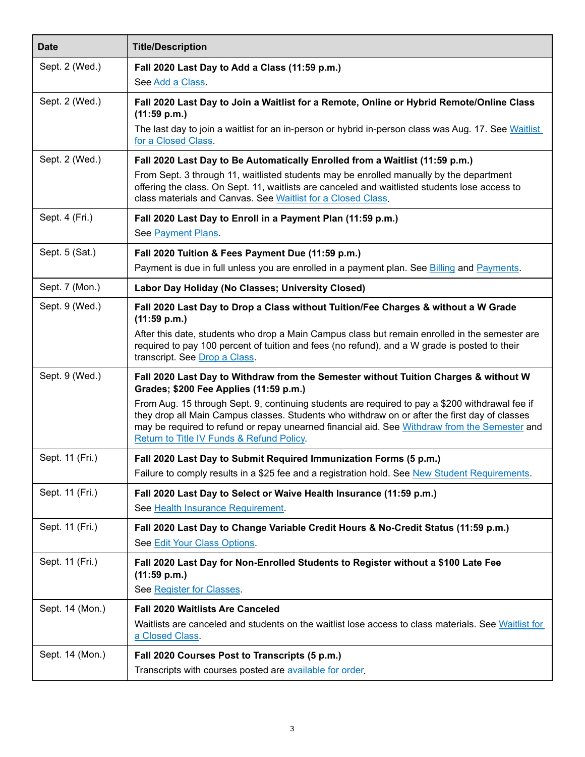| Date | Title/Description |
|---|---|
| Sept. 2 (Wed.) | **Fall 2020 Last Day to Add a Class (11:59 p.m.)** See Add a Class. |
| Sept. 2 (Wed.) | **Fall 2020 Last Day to Join a Waitlist for a Remote, Online or Hybrid Remote/Online Class (11:59 p.m.)** The last day to join a waitlist for an in-person or hybrid in-person class was Aug. 17. See Waitlist for a Closed Class. |
| Sept. 2 (Wed.) | **Fall 2020 Last Day to Be Automatically Enrolled from a Waitlist (11:59 p.m.)** From Sept. 3 through 11, waitlisted students may be enrolled manually by the department offering the class. On Sept. 11, waitlists are canceled and waitlisted students lose access to class materials and Canvas. See Waitlist for a Closed Class. |
| Sept. 4 (Fri.) | **Fall 2020 Last Day to Enroll in a Payment Plan (11:59 p.m.)** See Payment Plans. |
| Sept. 5 (Sat.) | **Fall 2020 Tuition & Fees Payment Due (11:59 p.m.)** Payment is due in full unless you are enrolled in a payment plan. See Billing and Payments. |
| Sept. 7 (Mon.) | **Labor Day Holiday (No Classes; University Closed)** |
| Sept. 9 (Wed.) | **Fall 2020 Last Day to Drop a Class without Tuition/Fee Charges & without a W Grade (11:59 p.m.)** After this date, students who drop a Main Campus class but remain enrolled in the semester are required to pay 100 percent of tuition and fees (no refund), and a W grade is posted to their transcript. See Drop a Class. |
| Sept. 9 (Wed.) | **Fall 2020 Last Day to Withdraw from the Semester without Tuition Charges & without W Grades; $200 Fee Applies (11:59 p.m.)** From Aug. 15 through Sept. 9, continuing students are required to pay a $200 withdrawal fee if they drop all Main Campus classes. Students who withdraw on or after the first day of classes may be required to refund or repay unearned financial aid. See Withdraw from the Semester and Return to Title IV Funds & Refund Policy. |
| Sept. 11 (Fri.) | **Fall 2020 Last Day to Submit Required Immunization Forms (5 p.m.)** Failure to comply results in a $25 fee and a registration hold. See New Student Requirements. |
| Sept. 11 (Fri.) | **Fall 2020 Last Day to Select or Waive Health Insurance (11:59 p.m.)** See Health Insurance Requirement. |
| Sept. 11 (Fri.) | **Fall 2020 Last Day to Change Variable Credit Hours & No-Credit Status (11:59 p.m.)** See Edit Your Class Options. |
| Sept. 11 (Fri.) | **Fall 2020 Last Day for Non-Enrolled Students to Register without a $100 Late Fee (11:59 p.m.)** See Register for Classes. |
| Sept. 14 (Mon.) | **Fall 2020 Waitlists Are Canceled** Waitlists are canceled and students on the waitlist lose access to class materials. See Waitlist for a Closed Class. |
| Sept. 14 (Mon.) | **Fall 2020 Courses Post to Transcripts (5 p.m.)** Transcripts with courses posted are available for order. |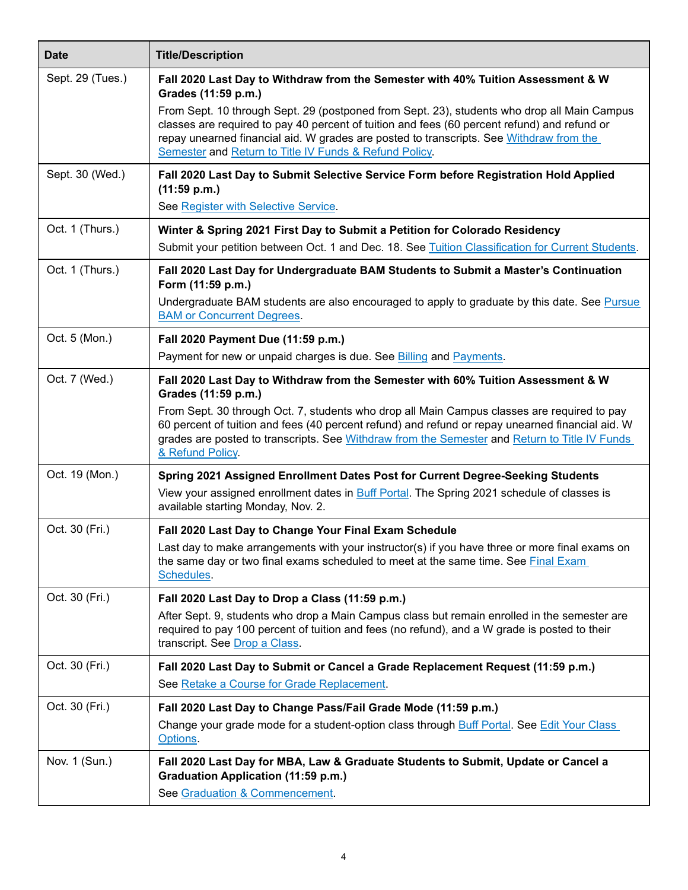| Date | Title/Description |
|---|---|
| Sept. 29 (Tues.) | **Fall 2020 Last Day to Withdraw from the Semester with 40% Tuition Assessment & W Grades (11:59 p.m.)** From Sept. 10 through Sept. 29 (postponed from Sept. 23), students who drop all Main Campus classes are required to pay 40 percent of tuition and fees (60 percent refund) and refund or repay unearned financial aid. W grades are posted to transcripts. See Withdraw from the Semester and Return to Title IV Funds & Refund Policy. |
| Sept. 30 (Wed.) | **Fall 2020 Last Day to Submit Selective Service Form before Registration Hold Applied (11:59 p.m.)** See Register with Selective Service. |
| Oct. 1 (Thurs.) | **Winter & Spring 2021 First Day to Submit a Petition for Colorado Residency** Submit your petition between Oct. 1 and Dec. 18. See Tuition Classification for Current Students. |
| Oct. 1 (Thurs.) | **Fall 2020 Last Day for Undergraduate BAM Students to Submit a Master's Continuation Form (11:59 p.m.)** Undergraduate BAM students are also encouraged to apply to graduate by this date. See Pursue BAM or Concurrent Degrees. |
| Oct. 5 (Mon.) | **Fall 2020 Payment Due (11:59 p.m.)** Payment for new or unpaid charges is due. See Billing and Payments. |
| Oct. 7 (Wed.) | **Fall 2020 Last Day to Withdraw from the Semester with 60% Tuition Assessment & W Grades (11:59 p.m.)** From Sept. 30 through Oct. 7, students who drop all Main Campus classes are required to pay 60 percent of tuition and fees (40 percent refund) and refund or repay unearned financial aid. W grades are posted to transcripts. See Withdraw from the Semester and Return to Title IV Funds & Refund Policy. |
| Oct. 19 (Mon.) | **Spring 2021 Assigned Enrollment Dates Post for Current Degree-Seeking Students** View your assigned enrollment dates in Buff Portal. The Spring 2021 schedule of classes is available starting Monday, Nov. 2. |
| Oct. 30 (Fri.) | **Fall 2020 Last Day to Change Your Final Exam Schedule** Last day to make arrangements with your instructor(s) if you have three or more final exams on the same day or two final exams scheduled to meet at the same time. See Final Exam Schedules. |
| Oct. 30 (Fri.) | **Fall 2020 Last Day to Drop a Class (11:59 p.m.)** After Sept. 9, students who drop a Main Campus class but remain enrolled in the semester are required to pay 100 percent of tuition and fees (no refund), and a W grade is posted to their transcript. See Drop a Class. |
| Oct. 30 (Fri.) | **Fall 2020 Last Day to Submit or Cancel a Grade Replacement Request (11:59 p.m.)** See Retake a Course for Grade Replacement. |
| Oct. 30 (Fri.) | **Fall 2020 Last Day to Change Pass/Fail Grade Mode (11:59 p.m.)** Change your grade mode for a student-option class through Buff Portal. See Edit Your Class Options. |
| Nov. 1 (Sun.) | **Fall 2020 Last Day for MBA, Law & Graduate Students to Submit, Update or Cancel a Graduation Application (11:59 p.m.)** See Graduation & Commencement. |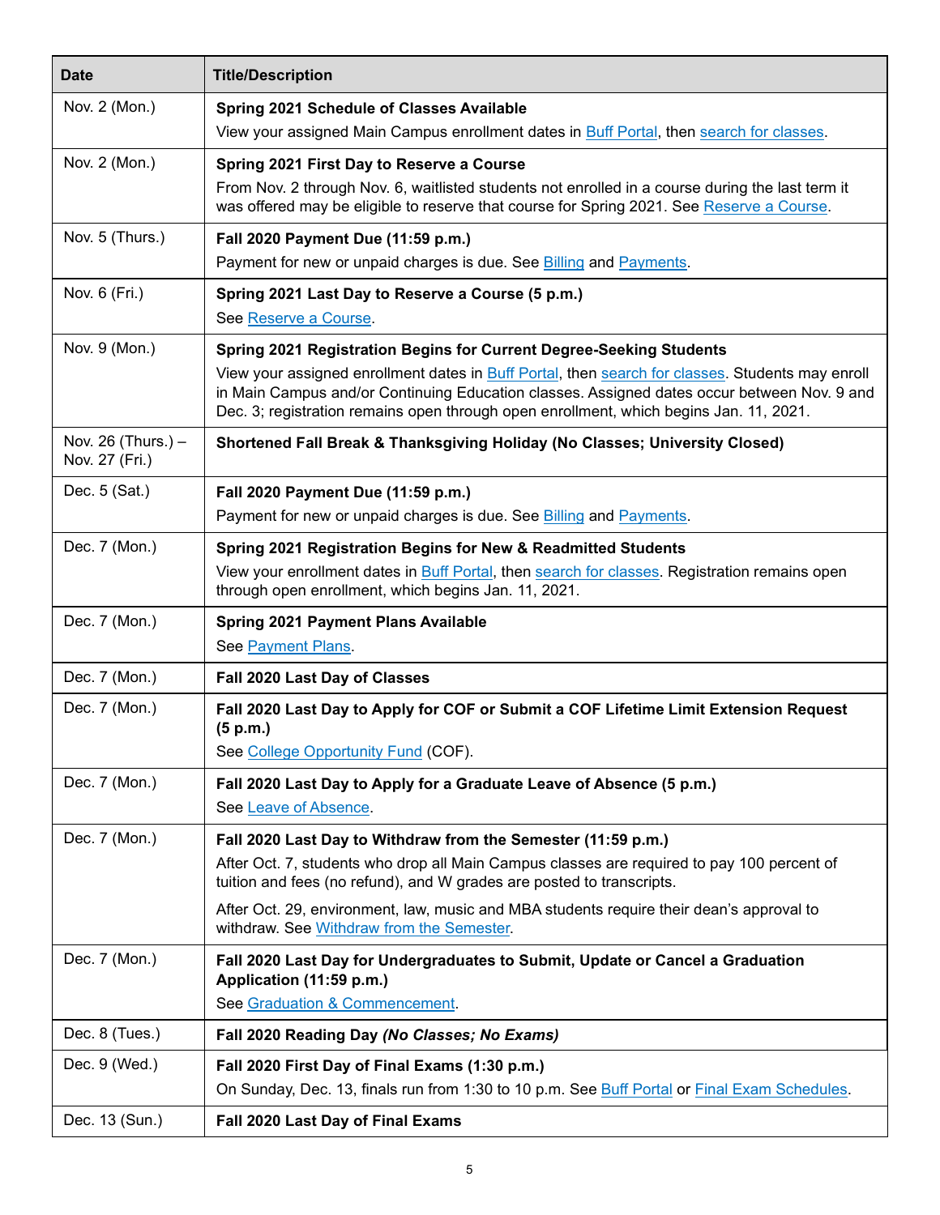| Date | Title/Description |
| --- | --- |
| Nov. 2 (Mon.) | **Spring 2021 Schedule of Classes Available**<br>View your assigned Main Campus enrollment dates in Buff Portal, then search for classes. |
| Nov. 2 (Mon.) | **Spring 2021 First Day to Reserve a Course**<br>From Nov. 2 through Nov. 6, waitlisted students not enrolled in a course during the last term it was offered may be eligible to reserve that course for Spring 2021. See Reserve a Course. |
| Nov. 5 (Thurs.) | **Fall 2020 Payment Due (11:59 p.m.)**<br>Payment for new or unpaid charges is due. See Billing and Payments. |
| Nov. 6 (Fri.) | **Spring 2021 Last Day to Reserve a Course (5 p.m.)**<br>See Reserve a Course. |
| Nov. 9 (Mon.) | **Spring 2021 Registration Begins for Current Degree-Seeking Students**<br>View your assigned enrollment dates in Buff Portal, then search for classes. Students may enroll in Main Campus and/or Continuing Education classes. Assigned dates occur between Nov. 9 and Dec. 3; registration remains open through open enrollment, which begins Jan. 11, 2021. |
| Nov. 26 (Thurs.) – Nov. 27 (Fri.) | **Shortened Fall Break & Thanksgiving Holiday (No Classes; University Closed)** |
| Dec. 5 (Sat.) | **Fall 2020 Payment Due (11:59 p.m.)**<br>Payment for new or unpaid charges is due. See Billing and Payments. |
| Dec. 7 (Mon.) | **Spring 2021 Registration Begins for New & Readmitted Students**<br>View your enrollment dates in Buff Portal, then search for classes. Registration remains open through open enrollment, which begins Jan. 11, 2021. |
| Dec. 7 (Mon.) | **Spring 2021 Payment Plans Available**<br>See Payment Plans. |
| Dec. 7 (Mon.) | **Fall 2020 Last Day of Classes** |
| Dec. 7 (Mon.) | **Fall 2020 Last Day to Apply for COF or Submit a COF Lifetime Limit Extension Request (5 p.m.)**<br>See College Opportunity Fund (COF). |
| Dec. 7 (Mon.) | **Fall 2020 Last Day to Apply for a Graduate Leave of Absence (5 p.m.)**<br>See Leave of Absence. |
| Dec. 7 (Mon.) | **Fall 2020 Last Day to Withdraw from the Semester (11:59 p.m.)**<br>After Oct. 7, students who drop all Main Campus classes are required to pay 100 percent of tuition and fees (no refund), and W grades are posted to transcripts.<br>After Oct. 29, environment, law, music and MBA students require their dean's approval to withdraw. See Withdraw from the Semester. |
| Dec. 7 (Mon.) | **Fall 2020 Last Day for Undergraduates to Submit, Update or Cancel a Graduation Application (11:59 p.m.)**<br>See Graduation & Commencement. |
| Dec. 8 (Tues.) | **Fall 2020 Reading Day *(No Classes; No Exams)*** |
| Dec. 9 (Wed.) | **Fall 2020 First Day of Final Exams (1:30 p.m.)**<br>On Sunday, Dec. 13, finals run from 1:30 to 10 p.m. See Buff Portal or Final Exam Schedules. |
| Dec. 13 (Sun.) | **Fall 2020 Last Day of Final Exams** |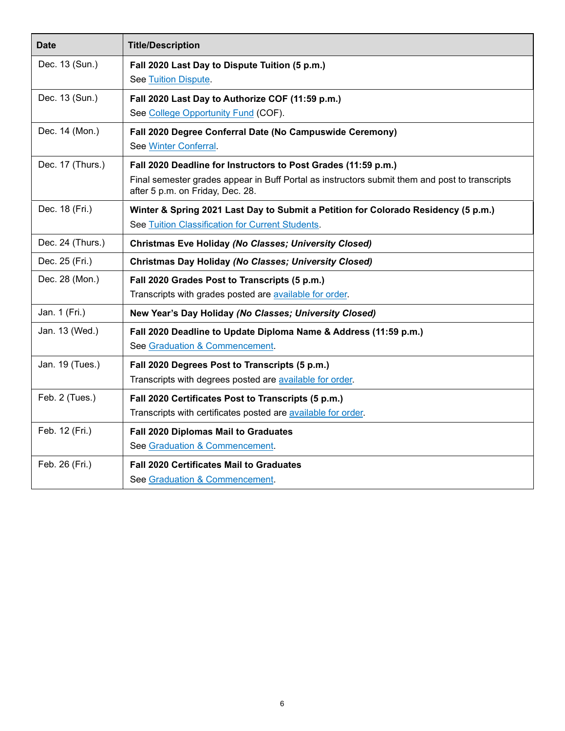| Date | Title/Description |
|---|---|
| Dec. 13 (Sun.) | **Fall 2020 Last Day to Dispute Tuition (5 p.m.)**<br>See Tuition Dispute. |
| Dec. 13 (Sun.) | **Fall 2020 Last Day to Authorize COF (11:59 p.m.)**<br>See College Opportunity Fund (COF). |
| Dec. 14 (Mon.) | **Fall 2020 Degree Conferral Date (No Campuswide Ceremony)**<br>See Winter Conferral. |
| Dec. 17 (Thurs.) | **Fall 2020 Deadline for Instructors to Post Grades (11:59 p.m.)**<br>Final semester grades appear in Buff Portal as instructors submit them and post to transcripts after 5 p.m. on Friday, Dec. 28. |
| Dec. 18 (Fri.) | **Winter & Spring 2021 Last Day to Submit a Petition for Colorado Residency (5 p.m.)**<br>See Tuition Classification for Current Students. |
| Dec. 24 (Thurs.) | **Christmas Eve Holiday *(No Classes; University Closed)*** |
| Dec. 25 (Fri.) | **Christmas Day Holiday *(No Classes; University Closed)*** |
| Dec. 28 (Mon.) | **Fall 2020 Grades Post to Transcripts (5 p.m.)**<br>Transcripts with grades posted are available for order. |
| Jan. 1 (Fri.) | **New Year's Day Holiday *(No Classes; University Closed)*** |
| Jan. 13 (Wed.) | **Fall 2020 Deadline to Update Diploma Name & Address (11:59 p.m.)**<br>See Graduation & Commencement. |
| Jan. 19 (Tues.) | **Fall 2020 Degrees Post to Transcripts (5 p.m.)**<br>Transcripts with degrees posted are available for order. |
| Feb. 2 (Tues.) | **Fall 2020 Certificates Post to Transcripts (5 p.m.)**<br>Transcripts with certificates posted are available for order. |
| Feb. 12 (Fri.) | **Fall 2020 Diplomas Mail to Graduates**<br>See Graduation & Commencement. |
| Feb. 26 (Fri.) | **Fall 2020 Certificates Mail to Graduates**<br>See Graduation & Commencement. |